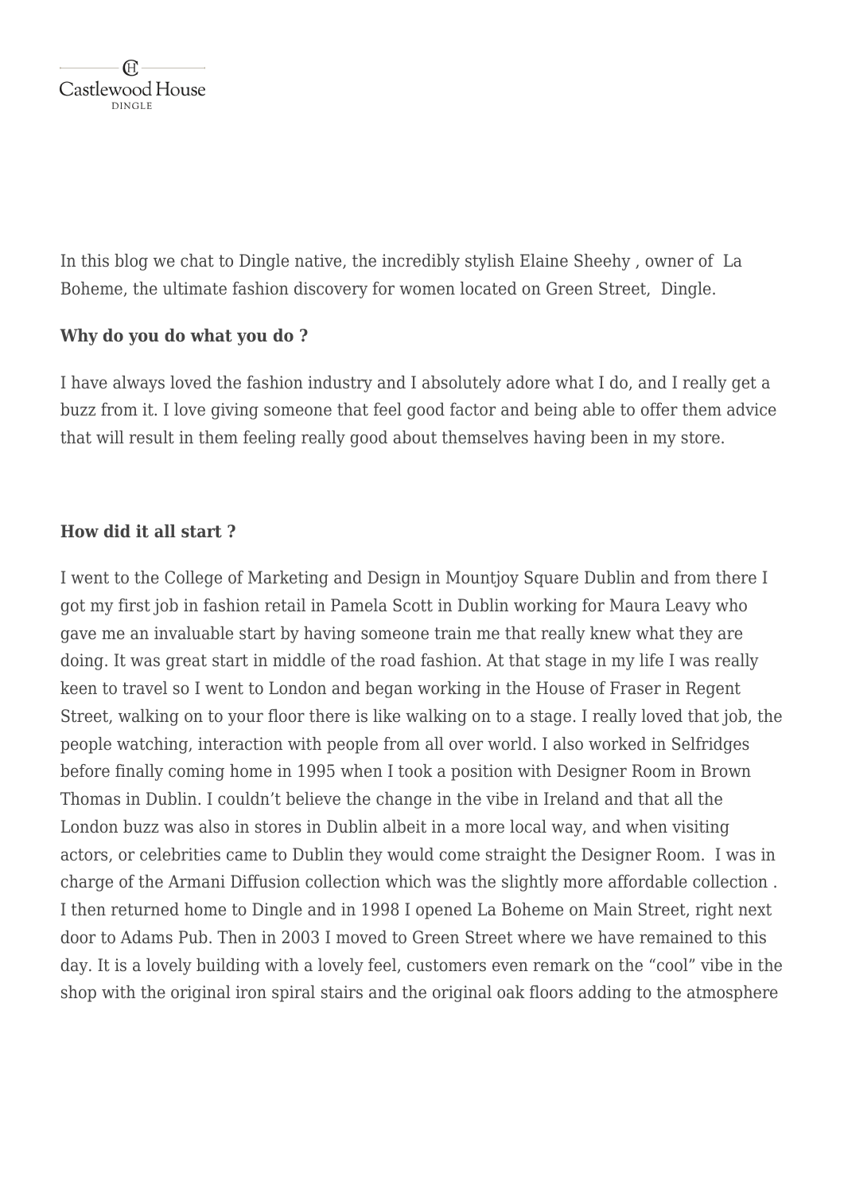Castlewood House
DINGLE

In this blog we chat to Dingle native, the incredibly stylish Elaine Sheehy , owner of La Boheme, the ultimate fashion discovery for women located on Green Street, Dingle.

**Why do you do what you do ?**

I have always loved the fashion industry and I absolutely adore what I do, and I really get a buzz from it. I love giving someone that feel good factor and being able to offer them advice that will result in them feeling really good about themselves having been in my store.

**How did it all start ?**

I went to the College of Marketing and Design in Mountjoy Square Dublin and from there I got my first job in fashion retail in Pamela Scott in Dublin working for Maura Leavy who gave me an invaluable start by having someone train me that really knew what they are doing. It was great start in middle of the road fashion. At that stage in my life I was really keen to travel so I went to London and began working in the House of Fraser in Regent Street, walking on to your floor there is like walking on to a stage. I really loved that job, the people watching, interaction with people from all over world. I also worked in Selfridges before finally coming home in 1995 when I took a position with Designer Room in Brown Thomas in Dublin. I couldn't believe the change in the vibe in Ireland and that all the London buzz was also in stores in Dublin albeit in a more local way, and when visiting actors, or celebrities came to Dublin they would come straight the Designer Room. I was in charge of the Armani Diffusion collection which was the slightly more affordable collection . I then returned home to Dingle and in 1998 I opened La Boheme on Main Street, right next door to Adams Pub. Then in 2003 I moved to Green Street where we have remained to this day. It is a lovely building with a lovely feel, customers even remark on the "cool" vibe in the shop with the original iron spiral stairs and the original oak floors adding to the atmosphere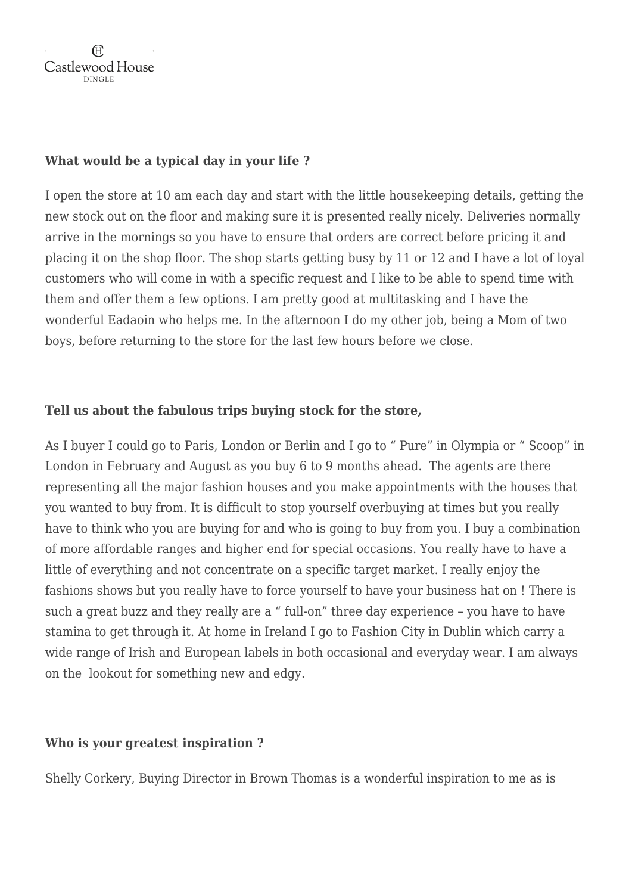**What would be a typical day in your life ?**

I open the store at 10 am each day and start with the little housekeeping details, getting the new stock out on the floor and making sure it is presented really nicely. Deliveries normally arrive in the mornings so you have to ensure that orders are correct before pricing it and placing it on the shop floor. The shop starts getting busy by 11 or 12 and I have a lot of loyal customers who will come in with a specific request and I like to be able to spend time with them and offer them a few options. I am pretty good at multitasking and I have the wonderful Eadaoin who helps me. In the afternoon I do my other job, being a Mom of two boys, before returning to the store for the last few hours before we close.

**Tell us about the fabulous trips buying stock for the store,**

As I buyer I could go to Paris, London or Berlin and I go to " Pure" in Olympia or " Scoop" in London in February and August as you buy 6 to 9 months ahead. The agents are there representing all the major fashion houses and you make appointments with the houses that you wanted to buy from. It is difficult to stop yourself overbuying at times but you really have to think who you are buying for and who is going to buy from you. I buy a combination of more affordable ranges and higher end for special occasions. You really have to have a little of everything and not concentrate on a specific target market. I really enjoy the fashions shows but you really have to force yourself to have your business hat on ! There is such a great buzz and they really are a " full-on" three day experience – you have to have stamina to get through it. At home in Ireland I go to Fashion City in Dublin which carry a wide range of Irish and European labels in both occasional and everyday wear. I am always on the lookout for something new and edgy.

**Who is your greatest inspiration ?**

Shelly Corkery, Buying Director in Brown Thomas is a wonderful inspiration to me as is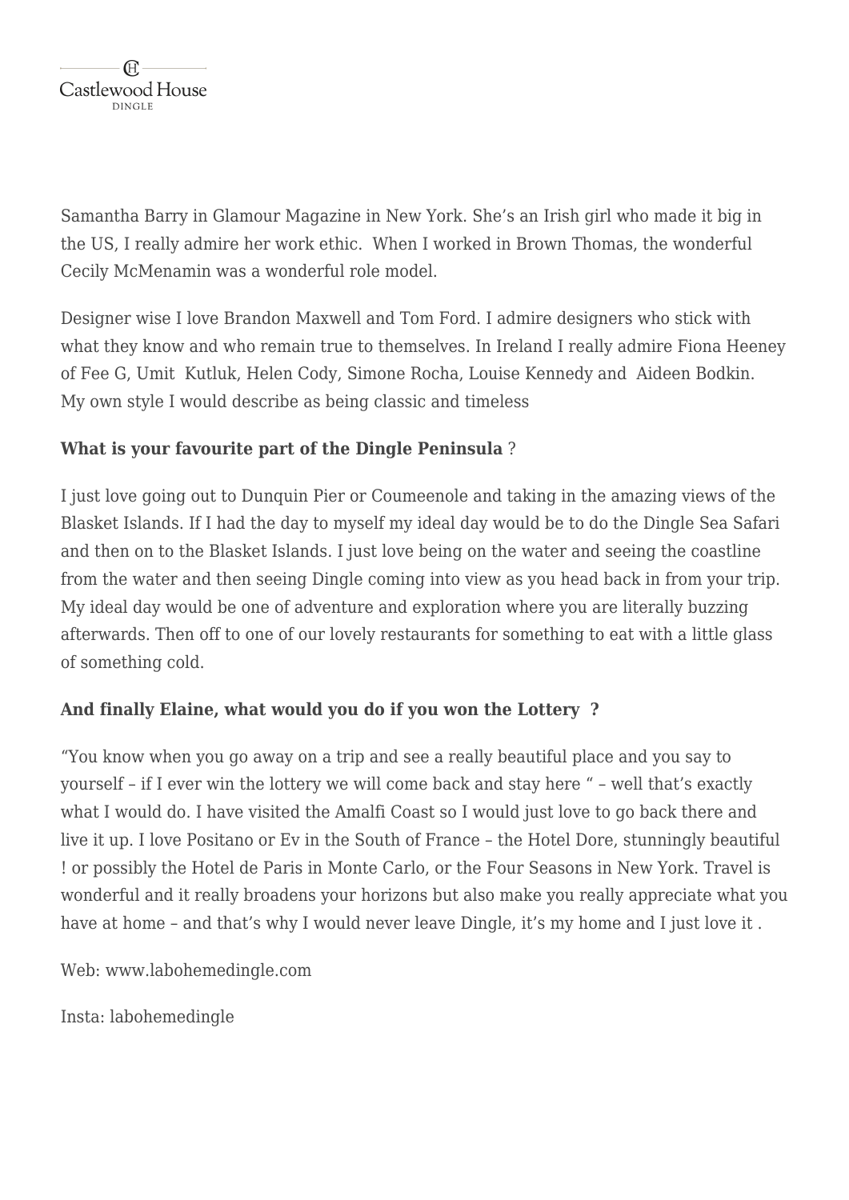Samantha Barry in Glamour Magazine in New York. She's an Irish girl who made it big in the US, I really admire her work ethic. When I worked in Brown Thomas, the wonderful Cecily McMenamin was a wonderful role model.

Designer wise I love Brandon Maxwell and Tom Ford. I admire designers who stick with what they know and who remain true to themselves. In Ireland I really admire Fiona Heeney of Fee G, Umit Kutluk, Helen Cody, Simone Rocha, Louise Kennedy and Aideen Bodkin. My own style I would describe as being classic and timeless

**What is your favourite part of the Dingle Peninsula** ?

I just love going out to Dunquin Pier or Coumeenole and taking in the amazing views of the Blasket Islands. If I had the day to myself my ideal day would be to do the Dingle Sea Safari and then on to the Blasket Islands. I just love being on the water and seeing the coastline from the water and then seeing Dingle coming into view as you head back in from your trip. My ideal day would be one of adventure and exploration where you are literally buzzing afterwards. Then off to one of our lovely restaurants for something to eat with a little glass of something cold.

**And finally Elaine, what would you do if you won the Lottery ?**

"You know when you go away on a trip and see a really beautiful place and you say to yourself – if I ever win the lottery we will come back and stay here " – well that's exactly what I would do. I have visited the Amalfi Coast so I would just love to go back there and live it up. I love Positano or Ev in the South of France – the Hotel Dore, stunningly beautiful ! or possibly the Hotel de Paris in Monte Carlo, or the Four Seasons in New York. Travel is wonderful and it really broadens your horizons but also make you really appreciate what you have at home – and that's why I would never leave Dingle, it's my home and I just love it .

Web: www.labohemedingle.com

Insta: labohemedingle